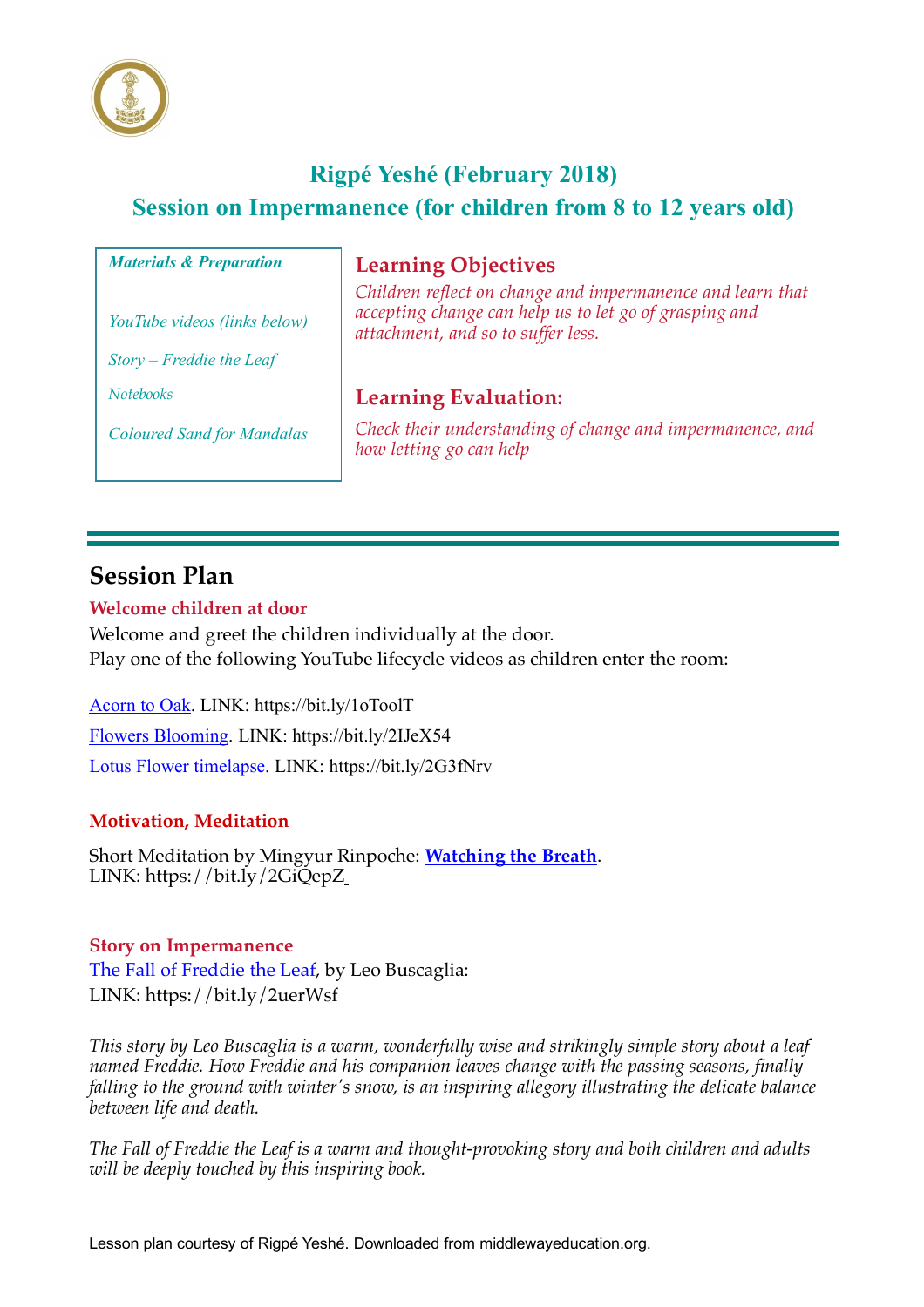# Rigpé Yeshé (February 2018)
## Session on Impermanence (for children from 8 to 12 years old)

***Materials & Preparation***

*YouTube videos (links below)*

*Story – Freddie the Leaf*

*Notebooks*

*Coloured Sand for Mandalas*

### Learning Objectives

*Children reflect on change and impermanence and learn that accepting change can help us to let go of grasping and attachment, and so to suffer less.*

### Learning Evaluation:

*Check their understanding of change and impermanence, and how letting go can help*

## Session Plan

**Welcome children at door**

Welcome and greet the children individually at the door.
Play one of the following YouTube lifecycle videos as children enter the room:

Acorn to Oak. LINK: https://bit.ly/1oToolT

Flowers Blooming. LINK: https://bit.ly/2IJeX54

Lotus Flower timelapse. LINK: https://bit.ly/2G3fNrv

**Motivation, Meditation**

Short Meditation by Mingyur Rinpoche: **Watching the Breath**.
LINK: https://bit.ly/2GiQepZ

**Story on Impermanence**

The Fall of Freddie the Leaf, by Leo Buscaglia:
LINK: https://bit.ly/2uerWsf

*This story by Leo Buscaglia is a warm, wonderfully wise and strikingly simple story about a leaf named Freddie. How Freddie and his companion leaves change with the passing seasons, finally falling to the ground with winter's snow, is an inspiring allegory illustrating the delicate balance between life and death.*

*The Fall of Freddie the Leaf is a warm and thought-provoking story and both children and adults will be deeply touched by this inspiring book.*

Lesson plan courtesy of Rigpé Yeshé. Downloaded from middlewayeducation.org.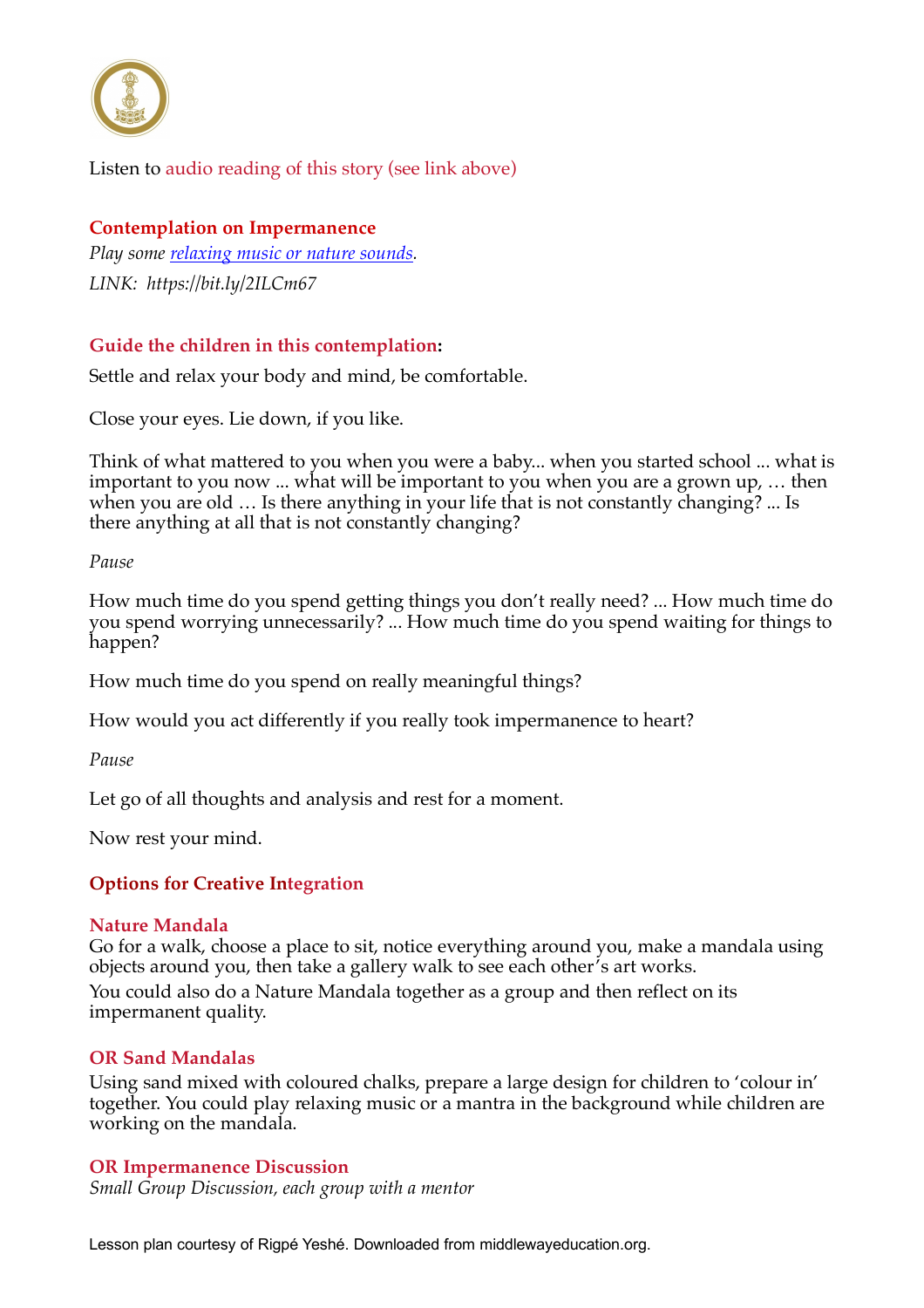Listen to audio reading of this story (see link above)

## Contemplation on Impermanence

*Play some [relaxing music or nature sounds](https://bit.ly/2ILCm67).*

*LINK: https://bit.ly/2ILCm67*

## Guide the children in this contemplation:

Settle and relax your body and mind, be comfortable.

Close your eyes. Lie down, if you like.

Think of what mattered to you when you were a baby... when you started school ... what is important to you now ... what will be important to you when you are a grown up, … then when you are old … Is there anything in your life that is not constantly changing? ... Is there anything at all that is not constantly changing?

*Pause*

How much time do you spend getting things you don't really need? ... How much time do you spend worrying unnecessarily? ... How much time do you spend waiting for things to happen?

How much time do you spend on really meaningful things?

How would you act differently if you really took impermanence to heart?

*Pause*

Let go of all thoughts and analysis and rest for a moment.

Now rest your mind.

## Options for Creative Integration

### Nature Mandala

Go for a walk, choose a place to sit, notice everything around you, make a mandala using objects around you, then take a gallery walk to see each other's art works.

You could also do a Nature Mandala together as a group and then reflect on its impermanent quality.

### OR Sand Mandalas

Using sand mixed with coloured chalks, prepare a large design for children to 'colour in' together. You could play relaxing music or a mantra in the background while children are working on the mandala.

### OR Impermanence Discussion

*Small Group Discussion, each group with a mentor*

Lesson plan courtesy of Rigpé Yeshé. Downloaded from middlewayeducation.org.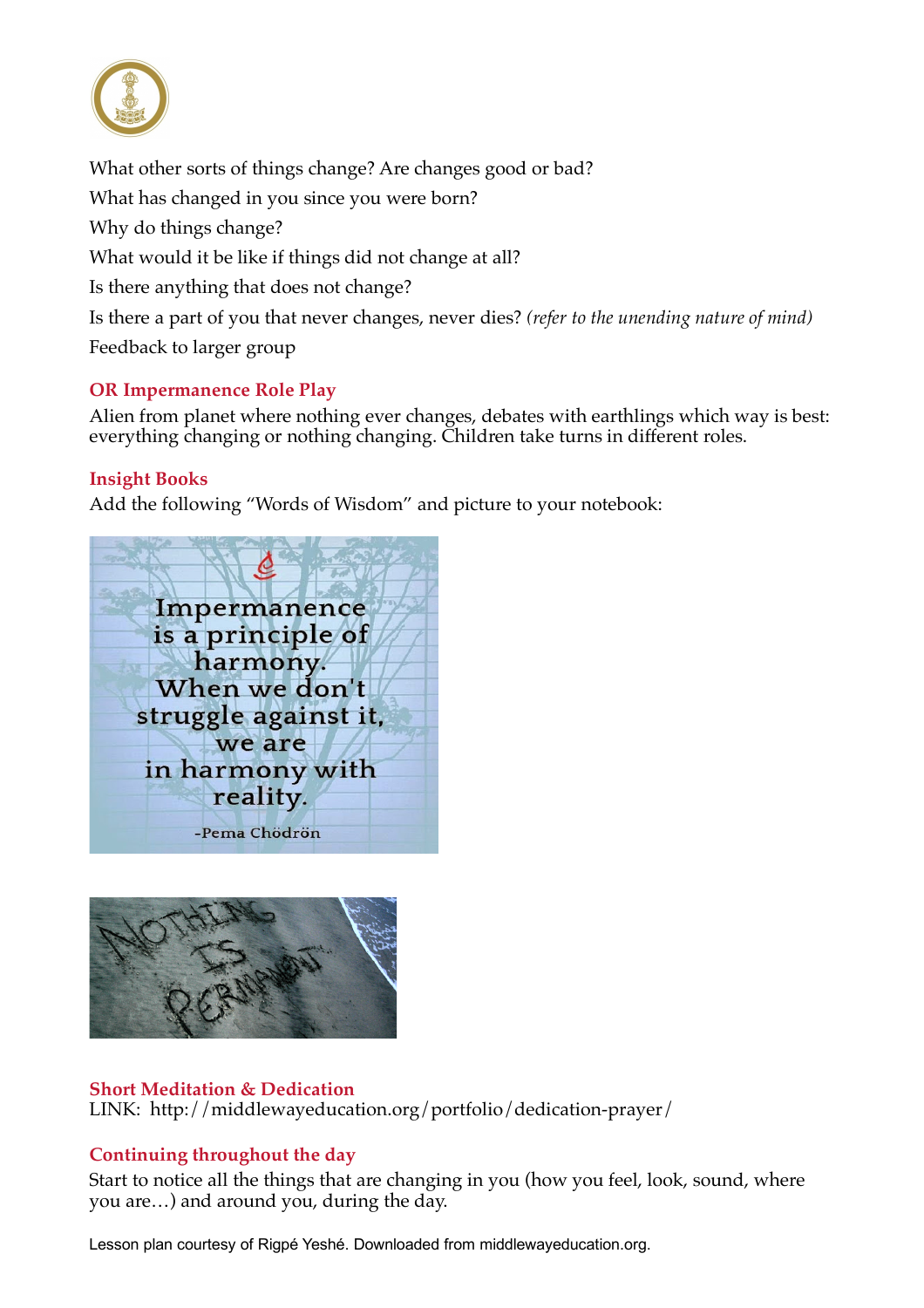What other sorts of things change? Are changes good or bad?

What has changed in you since you were born?

Why do things change?

What would it be like if things did not change at all?

Is there anything that does not change?

Is there a part of you that never changes, never dies? *(refer to the unending nature of mind)*

Feedback to larger group

### OR Impermanence Role Play

Alien from planet where nothing ever changes, debates with earthlings which way is best: everything changing or nothing changing. Children take turns in different roles.

### Insight Books

Add the following "Words of Wisdom" and picture to your notebook:

Impermanence is a principle of harmony. When we don't struggle against it, we are in harmony with reality.

-Pema Chödrön

NOTHING IS PERMANENT

### Short Meditation & Dedication

LINK: http://middlewayeducation.org/portfolio/dedication-prayer/

### Continuing throughout the day

Start to notice all the things that are changing in you (how you feel, look, sound, where you are…) and around you, during the day.

Lesson plan courtesy of Rigpé Yeshé. Downloaded from middlewayeducation.org.